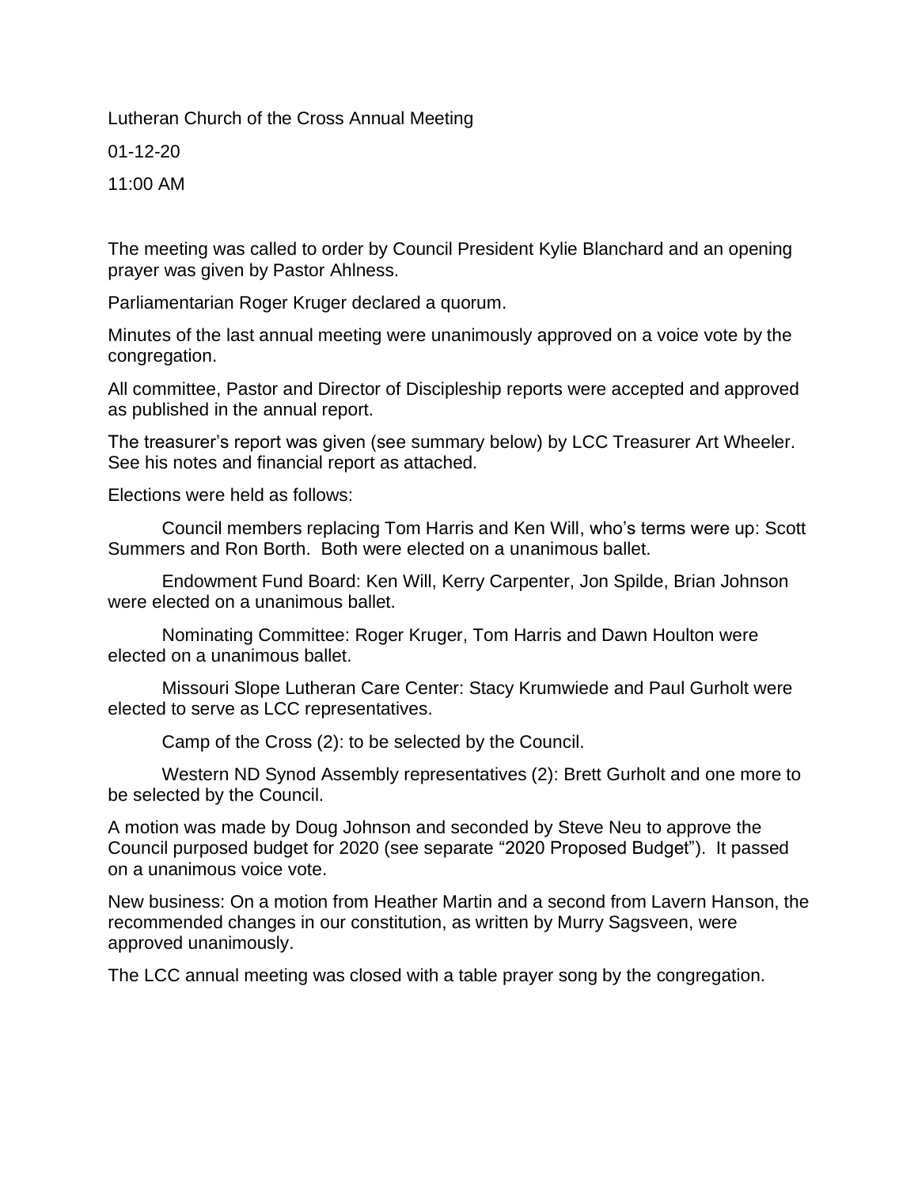Lutheran Church of the Cross Annual Meeting

01-12-20

11:00 AM

The meeting was called to order by Council President Kylie Blanchard and an opening prayer was given by Pastor Ahlness.

Parliamentarian Roger Kruger declared a quorum.

Minutes of the last annual meeting were unanimously approved on a voice vote by the congregation.

All committee, Pastor and Director of Discipleship reports were accepted and approved as published in the annual report.

The treasurer's report was given (see summary below) by LCC Treasurer Art Wheeler. See his notes and financial report as attached.

Elections were held as follows:

Council members replacing Tom Harris and Ken Will, who's terms were up: Scott Summers and Ron Borth. Both were elected on a unanimous ballet.

Endowment Fund Board: Ken Will, Kerry Carpenter, Jon Spilde, Brian Johnson were elected on a unanimous ballet.

Nominating Committee: Roger Kruger, Tom Harris and Dawn Houlton were elected on a unanimous ballet.

Missouri Slope Lutheran Care Center: Stacy Krumwiede and Paul Gurholt were elected to serve as LCC representatives.

Camp of the Cross (2): to be selected by the Council.

Western ND Synod Assembly representatives (2): Brett Gurholt and one more to be selected by the Council.

A motion was made by Doug Johnson and seconded by Steve Neu to approve the Council purposed budget for 2020 (see separate "2020 Proposed Budget"). It passed on a unanimous voice vote.

New business: On a motion from Heather Martin and a second from Lavern Hanson, the recommended changes in our constitution, as written by Murry Sagsveen, were approved unanimously.

The LCC annual meeting was closed with a table prayer song by the congregation.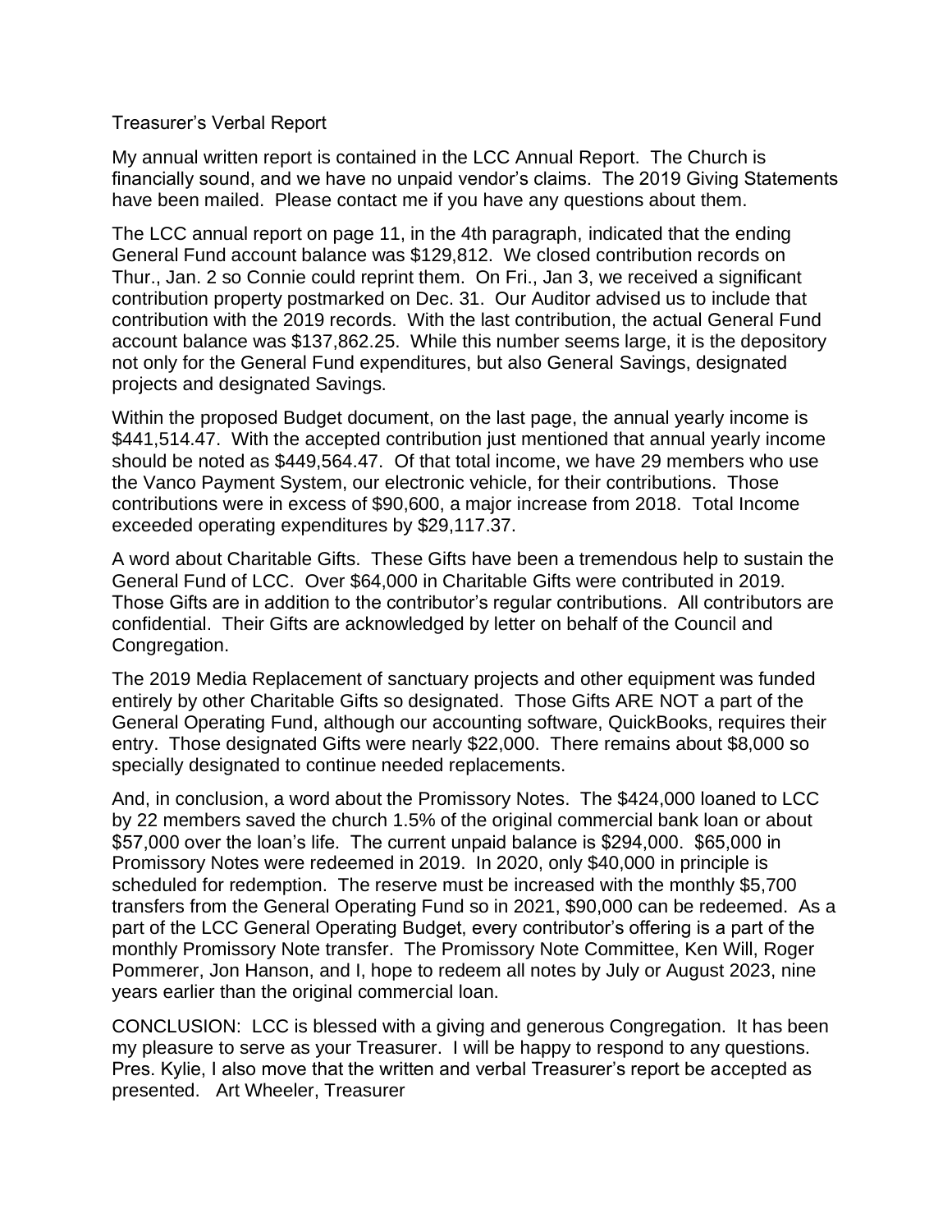Treasurer's Verbal Report

My annual written report is contained in the LCC Annual Report. The Church is financially sound, and we have no unpaid vendor's claims. The 2019 Giving Statements have been mailed. Please contact me if you have any questions about them.

The LCC annual report on page 11, in the 4th paragraph, indicated that the ending General Fund account balance was $129,812. We closed contribution records on Thur., Jan. 2 so Connie could reprint them. On Fri., Jan 3, we received a significant contribution property postmarked on Dec. 31. Our Auditor advised us to include that contribution with the 2019 records. With the last contribution, the actual General Fund account balance was $137,862.25. While this number seems large, it is the depository not only for the General Fund expenditures, but also General Savings, designated projects and designated Savings.

Within the proposed Budget document, on the last page, the annual yearly income is $441,514.47. With the accepted contribution just mentioned that annual yearly income should be noted as $449,564.47. Of that total income, we have 29 members who use the Vanco Payment System, our electronic vehicle, for their contributions. Those contributions were in excess of $90,600, a major increase from 2018. Total Income exceeded operating expenditures by $29,117.37.

A word about Charitable Gifts. These Gifts have been a tremendous help to sustain the General Fund of LCC. Over $64,000 in Charitable Gifts were contributed in 2019. Those Gifts are in addition to the contributor's regular contributions. All contributors are confidential. Their Gifts are acknowledged by letter on behalf of the Council and Congregation.

The 2019 Media Replacement of sanctuary projects and other equipment was funded entirely by other Charitable Gifts so designated. Those Gifts ARE NOT a part of the General Operating Fund, although our accounting software, QuickBooks, requires their entry. Those designated Gifts were nearly $22,000. There remains about $8,000 so specially designated to continue needed replacements.

And, in conclusion, a word about the Promissory Notes. The $424,000 loaned to LCC by 22 members saved the church 1.5% of the original commercial bank loan or about $57,000 over the loan's life. The current unpaid balance is $294,000. $65,000 in Promissory Notes were redeemed in 2019. In 2020, only $40,000 in principle is scheduled for redemption. The reserve must be increased with the monthly $5,700 transfers from the General Operating Fund so in 2021, $90,000 can be redeemed. As a part of the LCC General Operating Budget, every contributor's offering is a part of the monthly Promissory Note transfer. The Promissory Note Committee, Ken Will, Roger Pommerer, Jon Hanson, and I, hope to redeem all notes by July or August 2023, nine years earlier than the original commercial loan.

CONCLUSION: LCC is blessed with a giving and generous Congregation. It has been my pleasure to serve as your Treasurer. I will be happy to respond to any questions. Pres. Kylie, I also move that the written and verbal Treasurer's report be accepted as presented. Art Wheeler, Treasurer